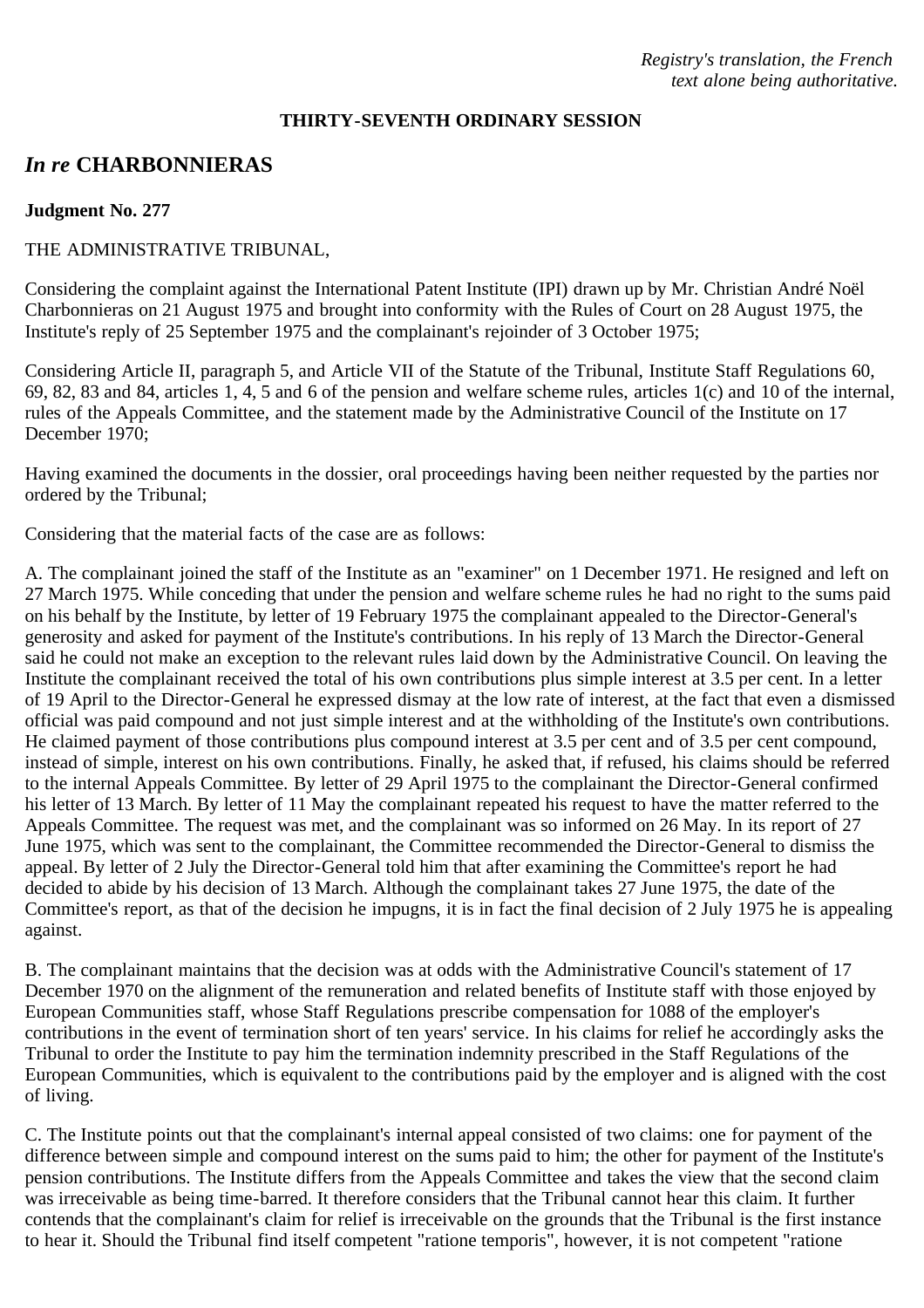*Registry's translation, the French text alone being authoritative.*

**THIRTY-SEVENTH ORDINARY SESSION**

## *In re* CHARBONNIERAS

**Judgment No. 277**

THE ADMINISTRATIVE TRIBUNAL,

Considering the complaint against the International Patent Institute (IPI) drawn up by Mr. Christian André Noël Charbonnieras on 21 August 1975 and brought into conformity with the Rules of Court on 28 August 1975, the Institute's reply of 25 September 1975 and the complainant's rejoinder of 3 October 1975;

Considering Article II, paragraph 5, and Article VII of the Statute of the Tribunal, Institute Staff Regulations 60, 69, 82, 83 and 84, articles 1, 4, 5 and 6 of the pension and welfare scheme rules, articles 1(c) and 10 of the internal, rules of the Appeals Committee, and the statement made by the Administrative Council of the Institute on 17 December 1970;

Having examined the documents in the dossier, oral proceedings having been neither requested by the parties nor ordered by the Tribunal;

Considering that the material facts of the case are as follows:

A. The complainant joined the staff of the Institute as an "examiner" on 1 December 1971. He resigned and left on 27 March 1975. While conceding that under the pension and welfare scheme rules he had no right to the sums paid on his behalf by the Institute, by letter of 19 February 1975 the complainant appealed to the Director-General's generosity and asked for payment of the Institute's contributions. In his reply of 13 March the Director-General said he could not make an exception to the relevant rules laid down by the Administrative Council. On leaving the Institute the complainant received the total of his own contributions plus simple interest at 3.5 per cent. In a letter of 19 April to the Director-General he expressed dismay at the low rate of interest, at the fact that even a dismissed official was paid compound and not just simple interest and at the withholding of the Institute's own contributions. He claimed payment of those contributions plus compound interest at 3.5 per cent and of 3.5 per cent compound, instead of simple, interest on his own contributions. Finally, he asked that, if refused, his claims should be referred to the internal Appeals Committee. By letter of 29 April 1975 to the complainant the Director-General confirmed his letter of 13 March. By letter of 11 May the complainant repeated his request to have the matter referred to the Appeals Committee. The request was met, and the complainant was so informed on 26 May. In its report of 27 June 1975, which was sent to the complainant, the Committee recommended the Director-General to dismiss the appeal. By letter of 2 July the Director-General told him that after examining the Committee's report he had decided to abide by his decision of 13 March. Although the complainant takes 27 June 1975, the date of the Committee's report, as that of the decision he impugns, it is in fact the final decision of 2 July 1975 he is appealing against.

B. The complainant maintains that the decision was at odds with the Administrative Council's statement of 17 December 1970 on the alignment of the remuneration and related benefits of Institute staff with those enjoyed by European Communities staff, whose Staff Regulations prescribe compensation for 1088 of the employer's contributions in the event of termination short of ten years' service. In his claims for relief he accordingly asks the Tribunal to order the Institute to pay him the termination indemnity prescribed in the Staff Regulations of the European Communities, which is equivalent to the contributions paid by the employer and is aligned with the cost of living.

C. The Institute points out that the complainant's internal appeal consisted of two claims: one for payment of the difference between simple and compound interest on the sums paid to him; the other for payment of the Institute's pension contributions. The Institute differs from the Appeals Committee and takes the view that the second claim was irreceivable as being time-barred. It therefore considers that the Tribunal cannot hear this claim. It further contends that the complainant's claim for relief is irreceivable on the grounds that the Tribunal is the first instance to hear it. Should the Tribunal find itself competent "ratione temporis", however, it is not competent "ratione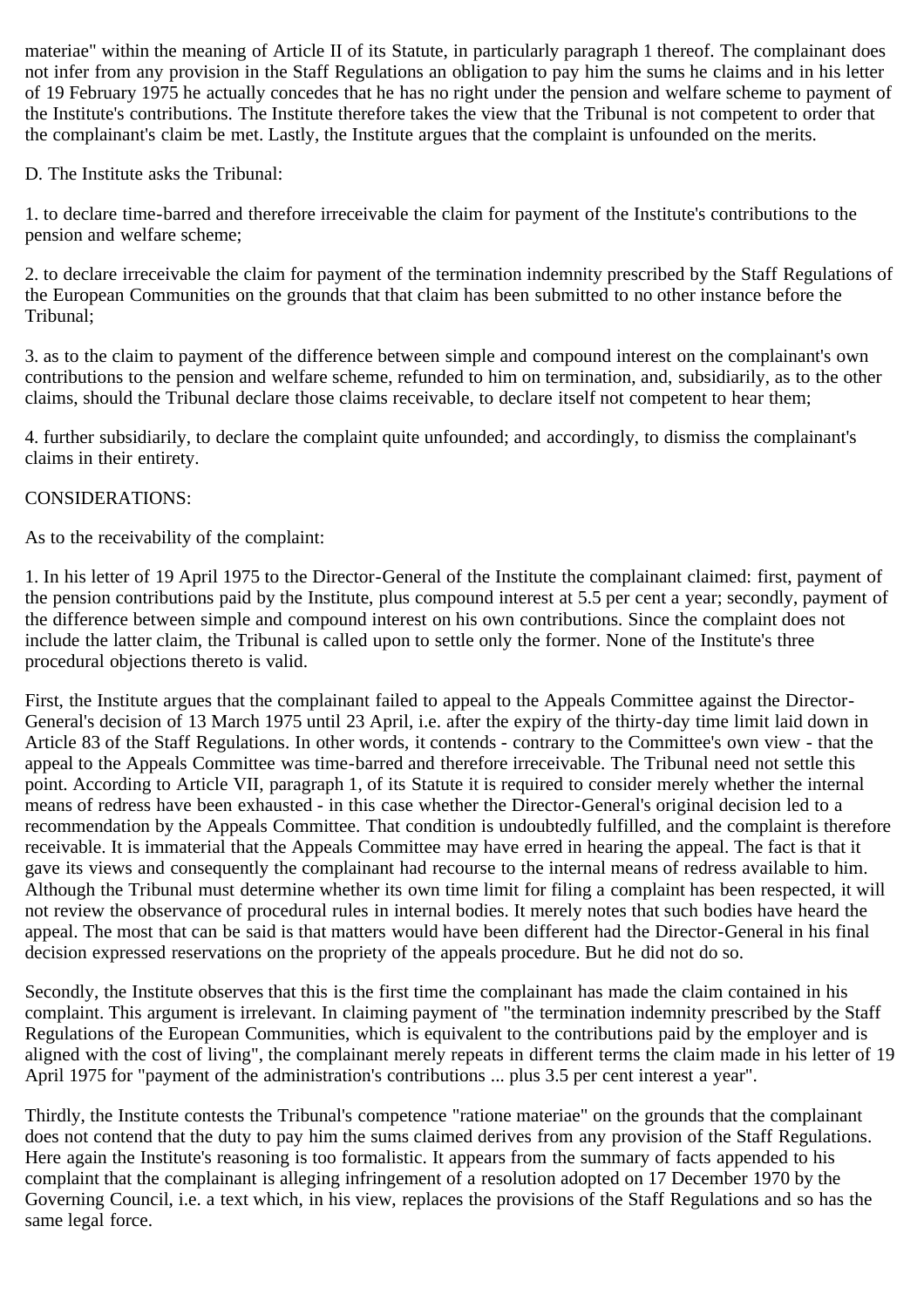materiae" within the meaning of Article II of its Statute, in particularly paragraph 1 thereof. The complainant does not infer from any provision in the Staff Regulations an obligation to pay him the sums he claims and in his letter of 19 February 1975 he actually concedes that he has no right under the pension and welfare scheme to payment of the Institute's contributions. The Institute therefore takes the view that the Tribunal is not competent to order that the complainant's claim be met. Lastly, the Institute argues that the complaint is unfounded on the merits.

D. The Institute asks the Tribunal:

1. to declare time-barred and therefore irreceivable the claim for payment of the Institute's contributions to the pension and welfare scheme;

2. to declare irreceivable the claim for payment of the termination indemnity prescribed by the Staff Regulations of the European Communities on the grounds that that claim has been submitted to no other instance before the Tribunal;

3. as to the claim to payment of the difference between simple and compound interest on the complainant's own contributions to the pension and welfare scheme, refunded to him on termination, and, subsidiarily, as to the other claims, should the Tribunal declare those claims receivable, to declare itself not competent to hear them;

4. further subsidiarily, to declare the complaint quite unfounded; and accordingly, to dismiss the complainant's claims in their entirety.

CONSIDERATIONS:

As to the receivability of the complaint:

1. In his letter of 19 April 1975 to the Director-General of the Institute the complainant claimed: first, payment of the pension contributions paid by the Institute, plus compound interest at 5.5 per cent a year; secondly, payment of the difference between simple and compound interest on his own contributions. Since the complaint does not include the latter claim, the Tribunal is called upon to settle only the former. None of the Institute's three procedural objections thereto is valid.

First, the Institute argues that the complainant failed to appeal to the Appeals Committee against the Director-General's decision of 13 March 1975 until 23 April, i.e. after the expiry of the thirty-day time limit laid down in Article 83 of the Staff Regulations. In other words, it contends - contrary to the Committee's own view - that the appeal to the Appeals Committee was time-barred and therefore irreceivable. The Tribunal need not settle this point. According to Article VII, paragraph 1, of its Statute it is required to consider merely whether the internal means of redress have been exhausted - in this case whether the Director-General's original decision led to a recommendation by the Appeals Committee. That condition is undoubtedly fulfilled, and the complaint is therefore receivable. It is immaterial that the Appeals Committee may have erred in hearing the appeal. The fact is that it gave its views and consequently the complainant had recourse to the internal means of redress available to him. Although the Tribunal must determine whether its own time limit for filing a complaint has been respected, it will not review the observance of procedural rules in internal bodies. It merely notes that such bodies have heard the appeal. The most that can be said is that matters would have been different had the Director-General in his final decision expressed reservations on the propriety of the appeals procedure. But he did not do so.

Secondly, the Institute observes that this is the first time the complainant has made the claim contained in his complaint. This argument is irrelevant. In claiming payment of "the termination indemnity prescribed by the Staff Regulations of the European Communities, which is equivalent to the contributions paid by the employer and is aligned with the cost of living", the complainant merely repeats in different terms the claim made in his letter of 19 April 1975 for "payment of the administration's contributions ... plus 3.5 per cent interest a year".

Thirdly, the Institute contests the Tribunal's competence "ratione materiae" on the grounds that the complainant does not contend that the duty to pay him the sums claimed derives from any provision of the Staff Regulations. Here again the Institute's reasoning is too formalistic. It appears from the summary of facts appended to his complaint that the complainant is alleging infringement of a resolution adopted on 17 December 1970 by the Governing Council, i.e. a text which, in his view, replaces the provisions of the Staff Regulations and so has the same legal force.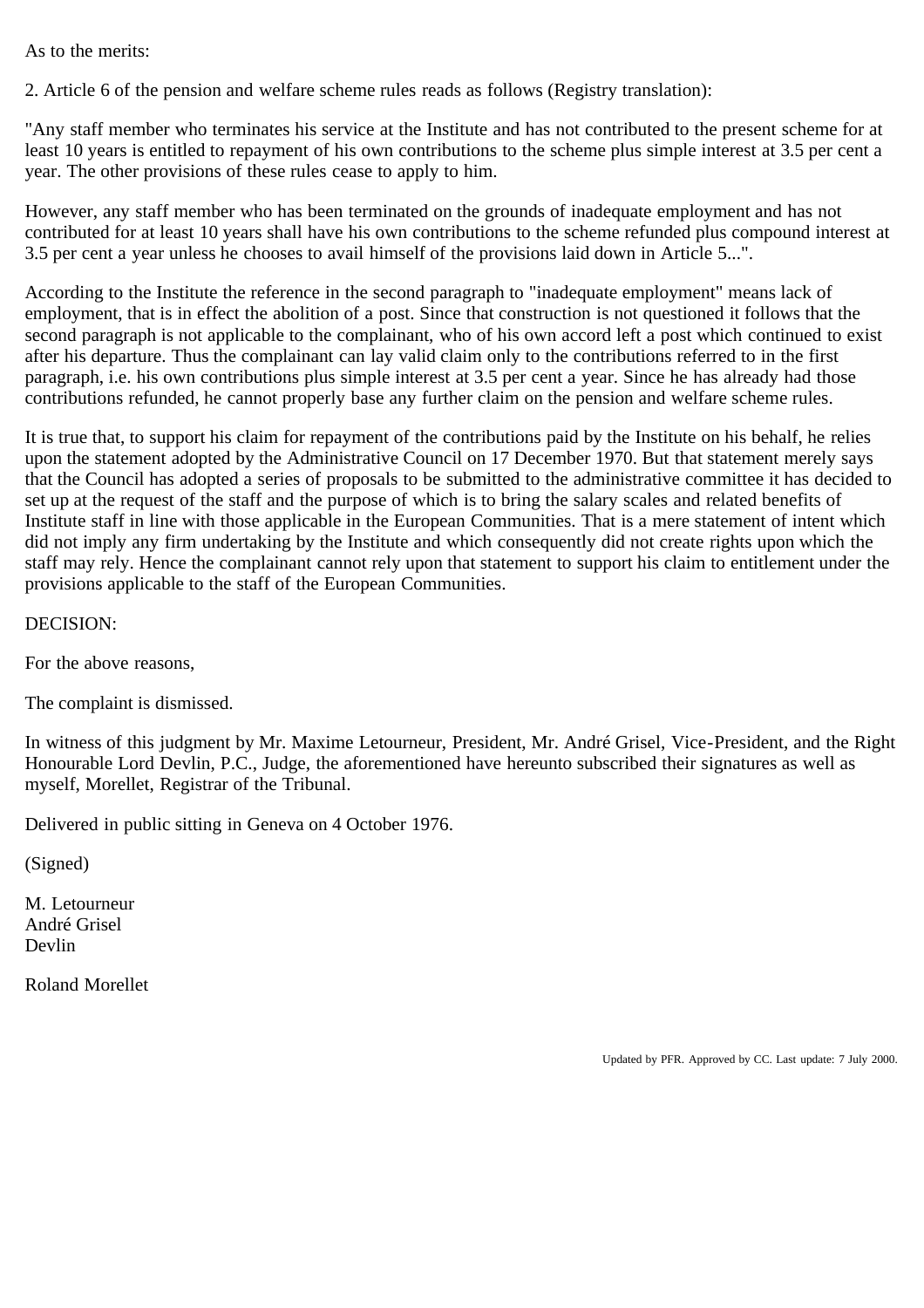As to the merits:

2. Article 6 of the pension and welfare scheme rules reads as follows (Registry translation):

"Any staff member who terminates his service at the Institute and has not contributed to the present scheme for at least 10 years is entitled to repayment of his own contributions to the scheme plus simple interest at 3.5 per cent a year. The other provisions of these rules cease to apply to him.

However, any staff member who has been terminated on the grounds of inadequate employment and has not contributed for at least 10 years shall have his own contributions to the scheme refunded plus compound interest at 3.5 per cent a year unless he chooses to avail himself of the provisions laid down in Article 5...".

According to the Institute the reference in the second paragraph to "inadequate employment" means lack of employment, that is in effect the abolition of a post. Since that construction is not questioned it follows that the second paragraph is not applicable to the complainant, who of his own accord left a post which continued to exist after his departure. Thus the complainant can lay valid claim only to the contributions referred to in the first paragraph, i.e. his own contributions plus simple interest at 3.5 per cent a year. Since he has already had those contributions refunded, he cannot properly base any further claim on the pension and welfare scheme rules.

It is true that, to support his claim for repayment of the contributions paid by the Institute on his behalf, he relies upon the statement adopted by the Administrative Council on 17 December 1970. But that statement merely says that the Council has adopted a series of proposals to be submitted to the administrative committee it has decided to set up at the request of the staff and the purpose of which is to bring the salary scales and related benefits of Institute staff in line with those applicable in the European Communities. That is a mere statement of intent which did not imply any firm undertaking by the Institute and which consequently did not create rights upon which the staff may rely. Hence the complainant cannot rely upon that statement to support his claim to entitlement under the provisions applicable to the staff of the European Communities.

DECISION:

For the above reasons,

The complaint is dismissed.

In witness of this judgment by Mr. Maxime Letourneur, President, Mr. André Grisel, Vice-President, and the Right Honourable Lord Devlin, P.C., Judge, the aforementioned have hereunto subscribed their signatures as well as myself, Morellet, Registrar of the Tribunal.

Delivered in public sitting in Geneva on 4 October 1976.

(Signed)

M. Letourneur
André Grisel
Devlin

Roland Morellet

Updated by PFR. Approved by CC. Last update: 7 July 2000.